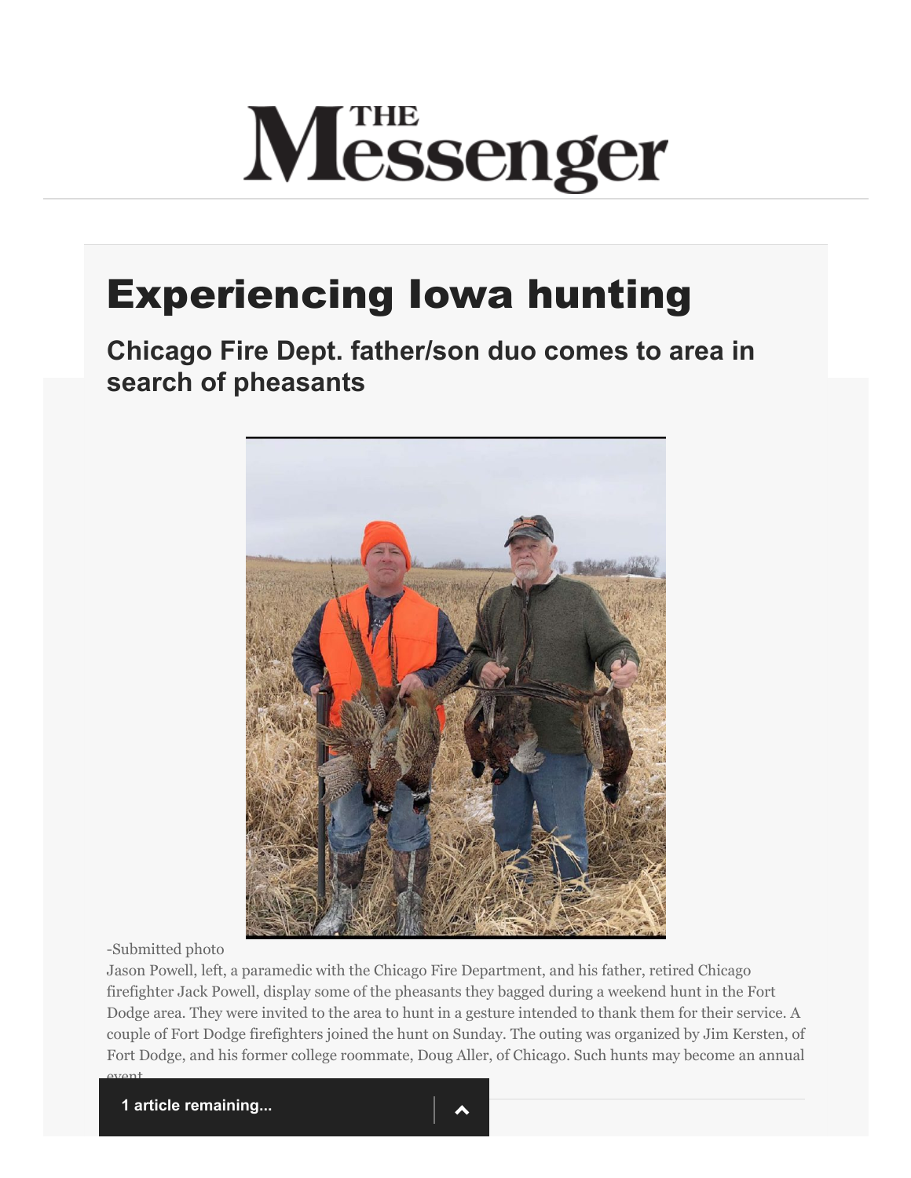# The Messenger

# Experiencing Iowa hunting

## Chicago Fire Dept. father/son duo comes to area in search of pheasants

-Submitted photo

Jason Powell, left, a paramedic with the Chicago Fire Department, and his father, retired Chicago firefighter Jack Powell, display some of the pheasants they bagged during a weekend hunt in the Fort Dodge area. They were invited to the area to hunt in a gesture intended to thank them for their service. A couple of Fort Dodge firefighters joined the hunt on Sunday. The outing was organized by Jim Kersten, of Fort Dodge, and his former college roommate, Doug Aller, of Chicago. Such hunts may become an annual event.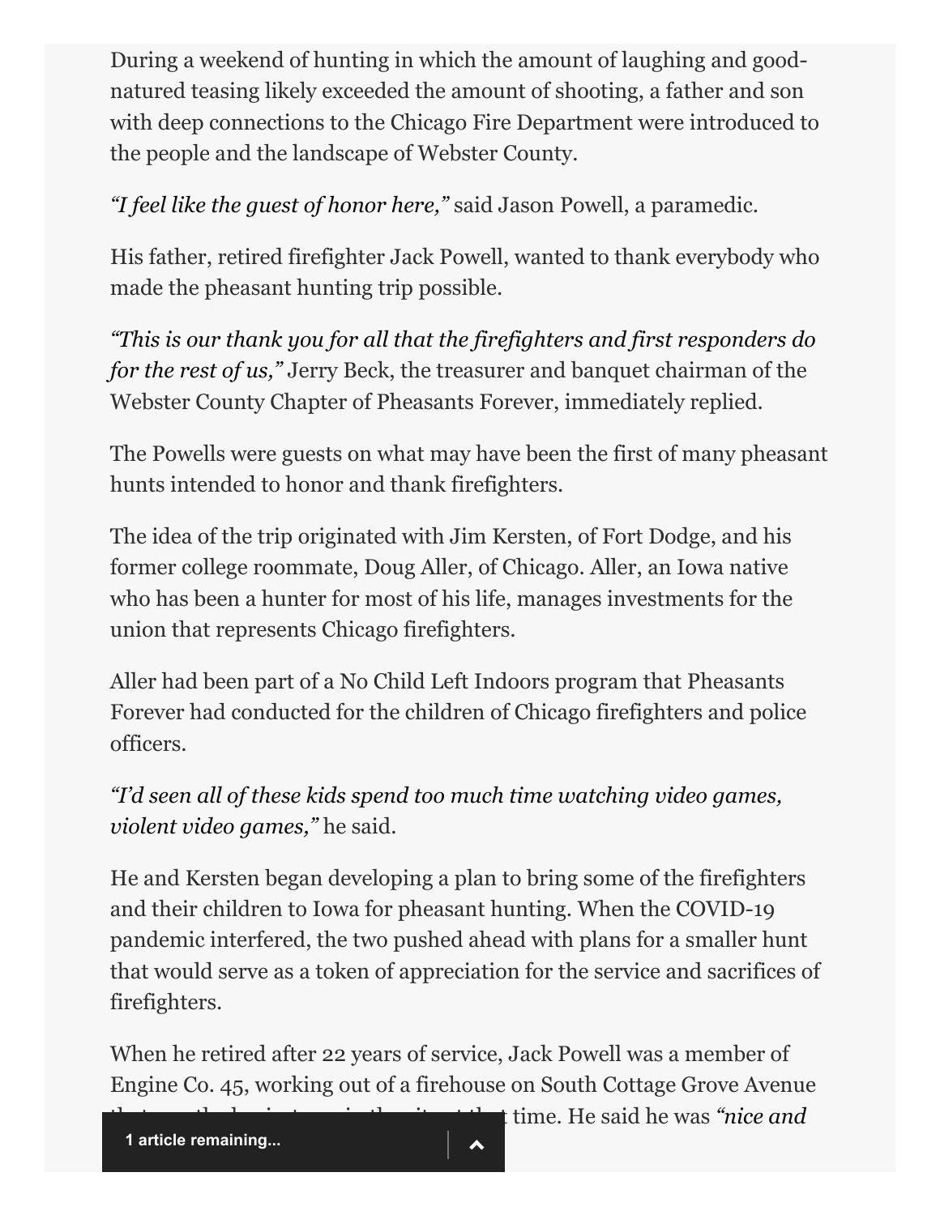During a weekend of hunting in which the amount of laughing and good-natured teasing likely exceeded the amount of shooting, a father and son with deep connections to the Chicago Fire Department were introduced to the people and the landscape of Webster County.

*"I feel like the guest of honor here,"* said Jason Powell, a paramedic.

His father, retired firefighter Jack Powell, wanted to thank everybody who made the pheasant hunting trip possible.

*"This is our thank you for all that the firefighters and first responders do for the rest of us,"* Jerry Beck, the treasurer and banquet chairman of the Webster County Chapter of Pheasants Forever, immediately replied.

The Powells were guests on what may have been the first of many pheasant hunts intended to honor and thank firefighters.

The idea of the trip originated with Jim Kersten, of Fort Dodge, and his former college roommate, Doug Aller, of Chicago. Aller, an Iowa native who has been a hunter for most of his life, manages investments for the union that represents Chicago firefighters.

Aller had been part of a No Child Left Indoors program that Pheasants Forever had conducted for the children of Chicago firefighters and police officers.

*"I'd seen all of these kids spend too much time watching video games, violent video games,"* he said.

He and Kersten began developing a plan to bring some of the firefighters and their children to Iowa for pheasant hunting. When the COVID-19 pandemic interfered, the two pushed ahead with plans for a smaller hunt that would serve as a token of appreciation for the service and sacrifices of firefighters.

When he retired after 22 years of service, Jack Powell was a member of Engine Co. 45, working out of a firehouse on South Cottage Grove Avenue ... time. He said he was *"nice and*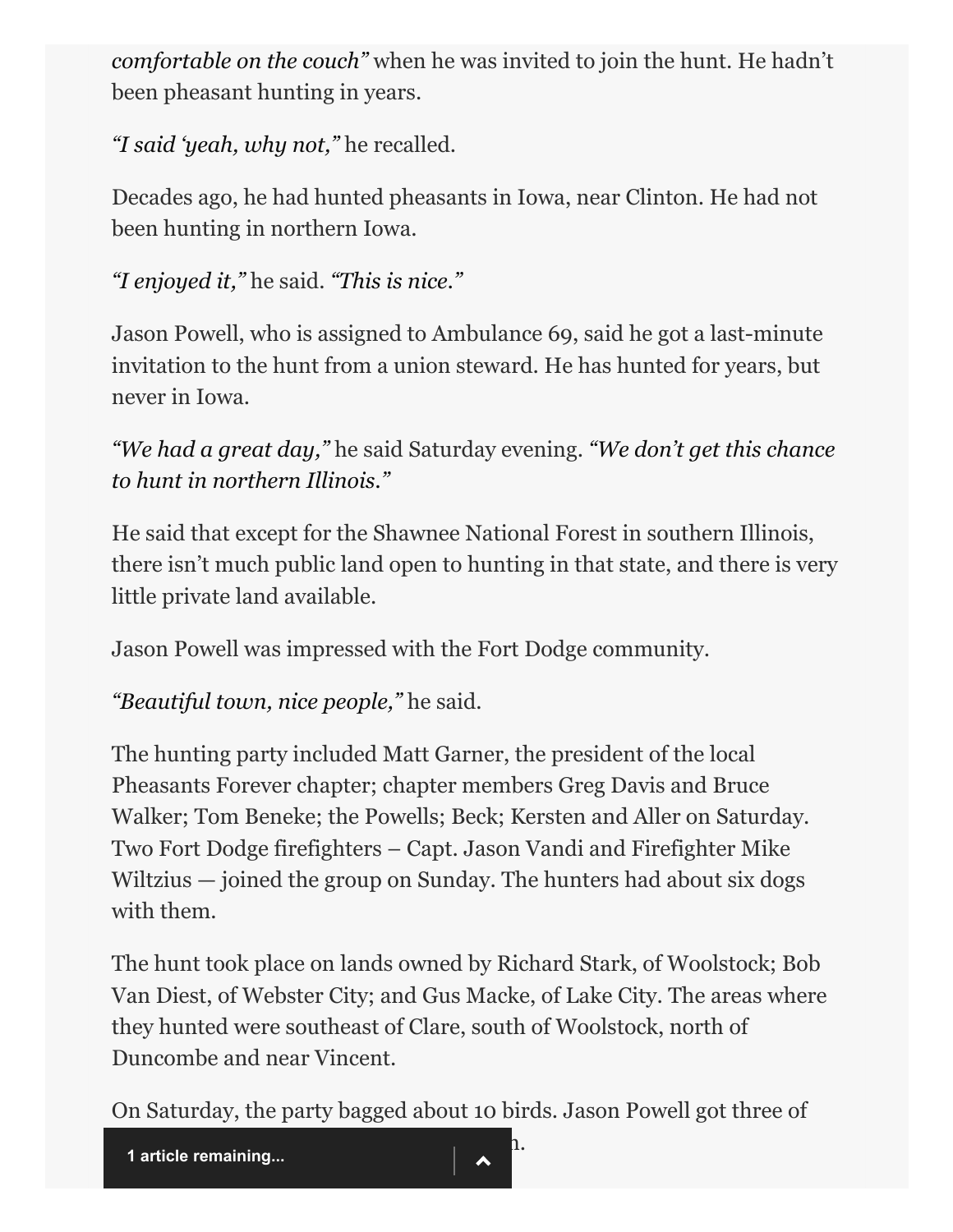*comfortable on the couch"* when he was invited to join the hunt. He hadn't been pheasant hunting in years.

*"I said 'yeah, why not,"* he recalled.

Decades ago, he had hunted pheasants in Iowa, near Clinton. He had not been hunting in northern Iowa.

*"I enjoyed it,"* he said. *"This is nice."*

Jason Powell, who is assigned to Ambulance 69, said he got a last-minute invitation to the hunt from a union steward. He has hunted for years, but never in Iowa.

*"We had a great day,"* he said Saturday evening. *"We don't get this chance to hunt in northern Illinois."*

He said that except for the Shawnee National Forest in southern Illinois, there isn't much public land open to hunting in that state, and there is very little private land available.

Jason Powell was impressed with the Fort Dodge community.

*"Beautiful town, nice people,"* he said.

The hunting party included Matt Garner, the president of the local Pheasants Forever chapter; chapter members Greg Davis and Bruce Walker; Tom Beneke; the Powells; Beck; Kersten and Aller on Saturday. Two Fort Dodge firefighters – Capt. Jason Vandi and Firefighter Mike Wiltzius — joined the group on Sunday. The hunters had about six dogs with them.

The hunt took place on lands owned by Richard Stark, of Woolstock; Bob Van Diest, of Webster City; and Gus Macke, of Lake City. The areas where they hunted were southeast of Clare, south of Woolstock, north of Duncombe and near Vincent.

On Saturday, the party bagged about 10 birds. Jason Powell got three of

n.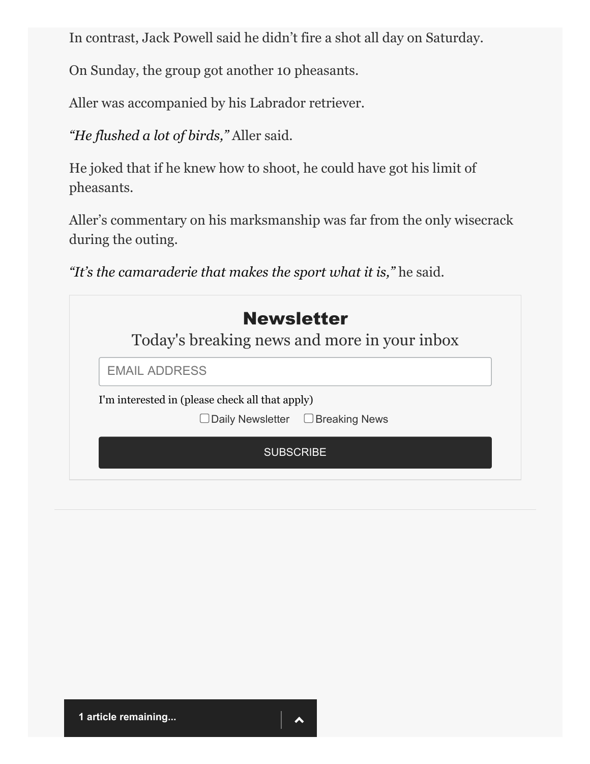In contrast, Jack Powell said he didn't fire a shot all day on Saturday.

On Sunday, the group got another 10 pheasants.

Aller was accompanied by his Labrador retriever.

*"He flushed a lot of birds,"* Aller said.

He joked that if he knew how to shoot, he could have got his limit of pheasants.

Aller's commentary on his marksmanship was far from the only wisecrack during the outing.

*"It's the camaraderie that makes the sport what it is,"* he said.